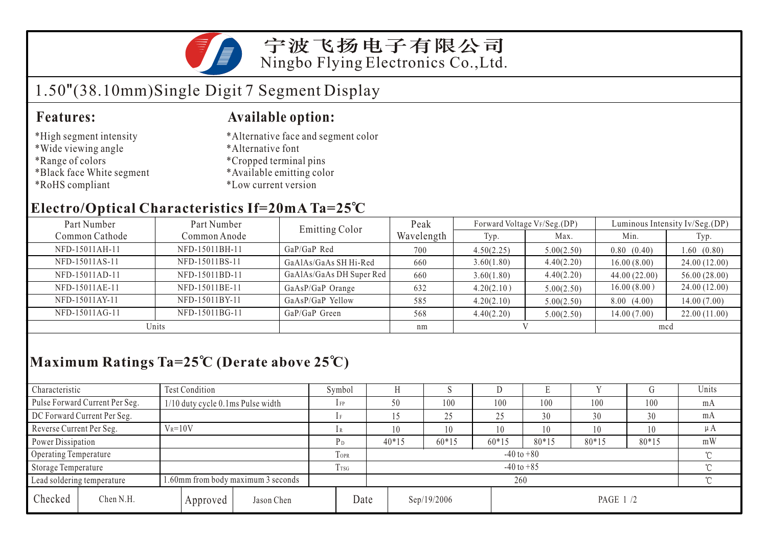# 宁波飞扬电子有限公司

Ningbo Flying Electronics Co.,Ltd.

## 1.50"(38.10mm)Single Digit 7 Segment Display

### Features:

*High segment intensity
*Wide viewing angle
*Range of colors
*Black face White segment
*RoHS compliant

### Available option:

*Alternative face and segment color
*Alternative font
*Cropped terminal pins
*Available emitting color
*Low current version

### Electro/Optical Characteristics If=20mA Ta=25℃

| Part Number Common Cathode | Part Number Common Anode | Emitting Color | Peak Wavelength | Forward Voltage $V_F$/Seg.(DP) | | Luminous Intensity Iv/Seg.(DP) | |
|---|---|---|---|---|---|---|---|
| | | | | Typ. | Max. | Min. | Typ. |
| NFD-15011AH-11 | NFD-15011BH-11 | GaP/GaP Red | 700 | 4.50(2.25) | 5.00(2.50) | 0.80 (0.40) | 1.60 (0.80) |
| NFD-15011AS-11 | NFD-15011BS-11 | GaAlAs/GaAs SH Hi-Red | 660 | 3.60(1.80) | 4.40(2.20) | 16.00 (8.00) | 24.00 (12.00) |
| NFD-15011AD-11 | NFD-15011BD-11 | GaAlAs/GaAs DH Super Red | 660 | 3.60(1.80) | 4.40(2.20) | 44.00 (22.00) | 56.00 (28.00) |
| NFD-15011AE-11 | NFD-15011BE-11 | GaAsP/GaP Orange | 632 | 4.20(2.10) | 5.00(2.50) | 16.00 (8.00) | 24.00 (12.00) |
| NFD-15011AY-11 | NFD-15011BY-11 | GaAsP/GaP Yellow | 585 | 4.20(2.10) | 5.00(2.50) | 8.00 (4.00) | 14.00 (7.00) |
| NFD-15011AG-11 | NFD-15011BG-11 | GaP/GaP Green | 568 | 4.40(2.20) | 5.00(2.50) | 14.00 (7.00) | 22.00 (11.00) |
| Units | | | nm | V | | mcd | |

### Maximum Ratings Ta=25℃ (Derate above 25℃)

| Characteristic | Test Condition | Symbol | H | S | D | E | Y | G | Units |
|---|---|---|---|---|---|---|---|---|---|
| Pulse Forward Current Per Seg. | 1/10 duty cycle 0.1ms Pulse width | $I_{FP}$ | 50 | 100 | 100 | 100 | 100 | 100 | mA |
| DC Forward Current Per Seg. | | $I_F$ | 15 | 25 | 25 | 30 | 30 | 30 | mA |
| Reverse Current Per Seg. | $V_R$=10V | $I_R$ | 10 | 10 | 10 | 10 | 10 | 10 | μA |
| Power Dissipation | | $P_D$ | 40*15 | 60*15 | 60*15 | 80*15 | 80*15 | 80*15 | mW |
| Operating Temperature | | $T_{OPR}$ | -40 to +80 | | | | | | ℃ |
| Storage Temperature | | $T_{TSG}$ | -40 to +85 | | | | | | ℃ |
| Lead soldering temperature | 1.60mm from body maximum 3 seconds | | 260 | | | | | | ℃ |

| Checked | Chen N.H. | Approved | Jason Chen | Date | Sep/19/2006 |
|---|---|---|---|---|---|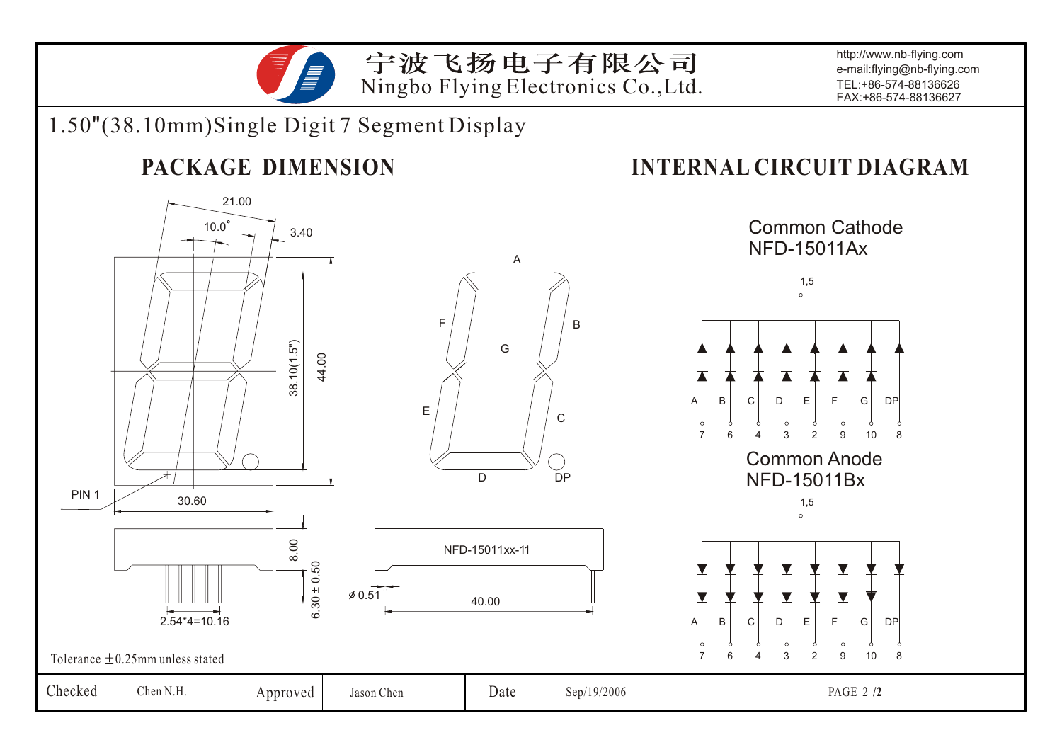宁波飞扬电子有限公司
Ningbo Flying Electronics Co.,Ltd.

http://www.nb-flying.com
e-mail:flying@nb-flying.com
TEL:+86-574-88136626
FAX:+86-574-88136627

# 1.50"(38.10mm)Single Digit 7 Segment Display

## PACKAGE DIMENSION

21.00
10.0°
3.40
38.10(1.5")
44.00
PIN 1
30.60
8.00
6.30±0.50
2.54*4=10.16

A
B
C
D
E
F
G
DP

NFD-15011xx-11
ϕ 0.51
40.00

Tolerance ±0.25mm unless stated

## INTERNAL CIRCUIT DIAGRAM

Common Cathode
NFD-15011Ax

1,5
A B C D E F G DP
7 6 4 3 2 9 10 8

Common Anode
NFD-15011Bx

1,5
A B C D E F G DP
7 6 4 3 2 9 10 8

| Checked | Chen N.H. | Approved | Jason Chen | Date | Sep/19/2006 |
|---|---|---|---|---|---|